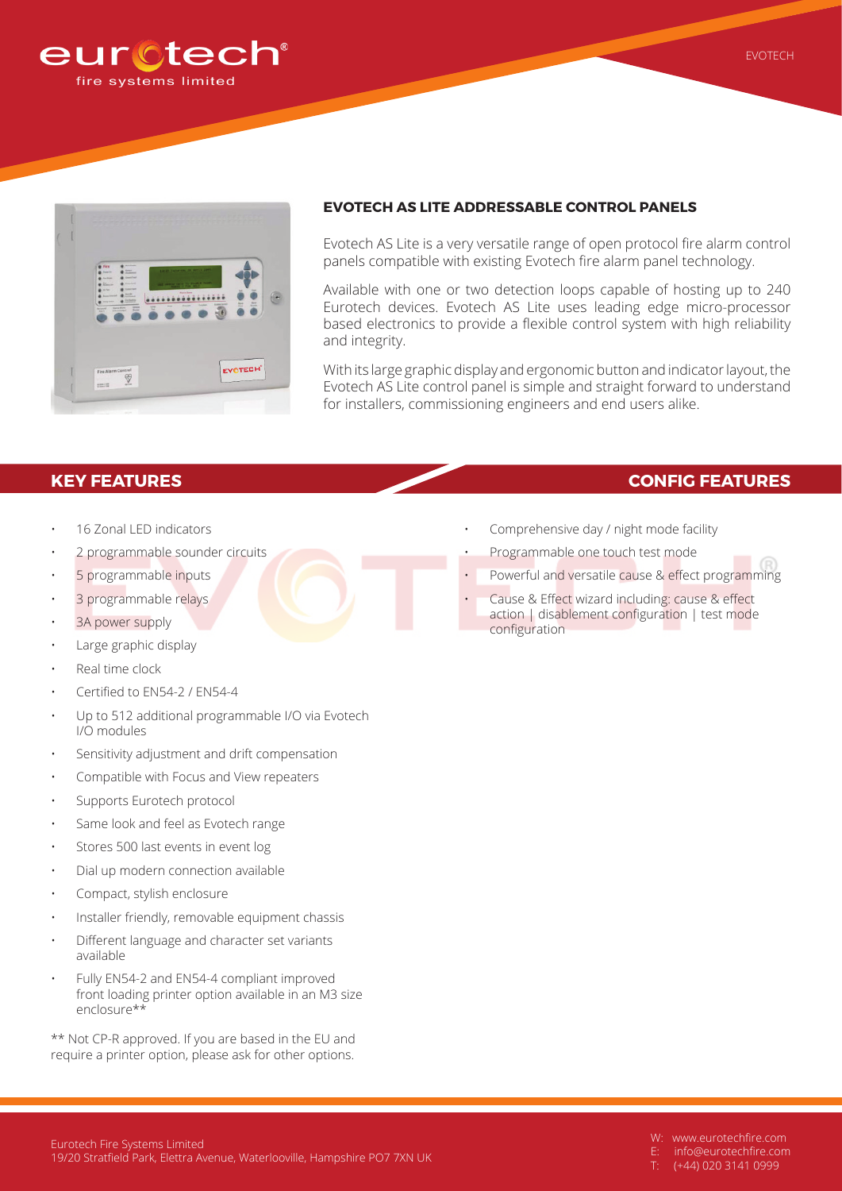eurotech®
fire systems limited

## EVOTECH AS LITE ADDRESSABLE CONTROL PANELS

Evotech AS Lite is a very versatile range of open protocol fire alarm control panels compatible with existing Evotech fire alarm panel technology.

Available with one or two detection loops capable of hosting up to 240 Eurotech devices. Evotech AS Lite uses leading edge micro-processor based electronics to provide a flexible control system with high reliability and integrity.

With its large graphic display and ergonomic button and indicator layout, the Evotech AS Lite control panel is simple and straight forward to understand for installers, commissioning engineers and end users alike.

## KEY FEATURES

- 16 Zonal LED indicators
- 2 programmable sounder circuits
- 5 programmable inputs
- 3 programmable relays
- 3A power supply
- Large graphic display
- Real time clock
- Certified to EN54-2 / EN54-4
- Up to 512 additional programmable I/O via Evotech I/O modules
- Sensitivity adjustment and drift compensation
- Compatible with Focus and View repeaters
- Supports Eurotech protocol
- Same look and feel as Evotech range
- Stores 500 last events in event log
- Dial up modern connection available
- Compact, stylish enclosure
- Installer friendly, removable equipment chassis
- Different language and character set variants available
- Fully EN54-2 and EN54-4 compliant improved front loading printer option available in an M3 size enclosure**

** Not CP-R approved. If you are based in the EU and require a printer option, please ask for other options.

## CONFIG FEATURES

- Comprehensive day / night mode facility
- Programmable one touch test mode
- Powerful and versatile cause & effect programming
- Cause & Effect wizard including: cause & effect action | disablement configuration | test mode configuration

Eurotech Fire Systems Limited
19/20 Stratfield Park, Elettra Avenue, Waterlooville, Hampshire PO7 7XN UK

W: www.eurotechfire.com
E: info@eurotechfire.com
T: (+44) 020 3141 0999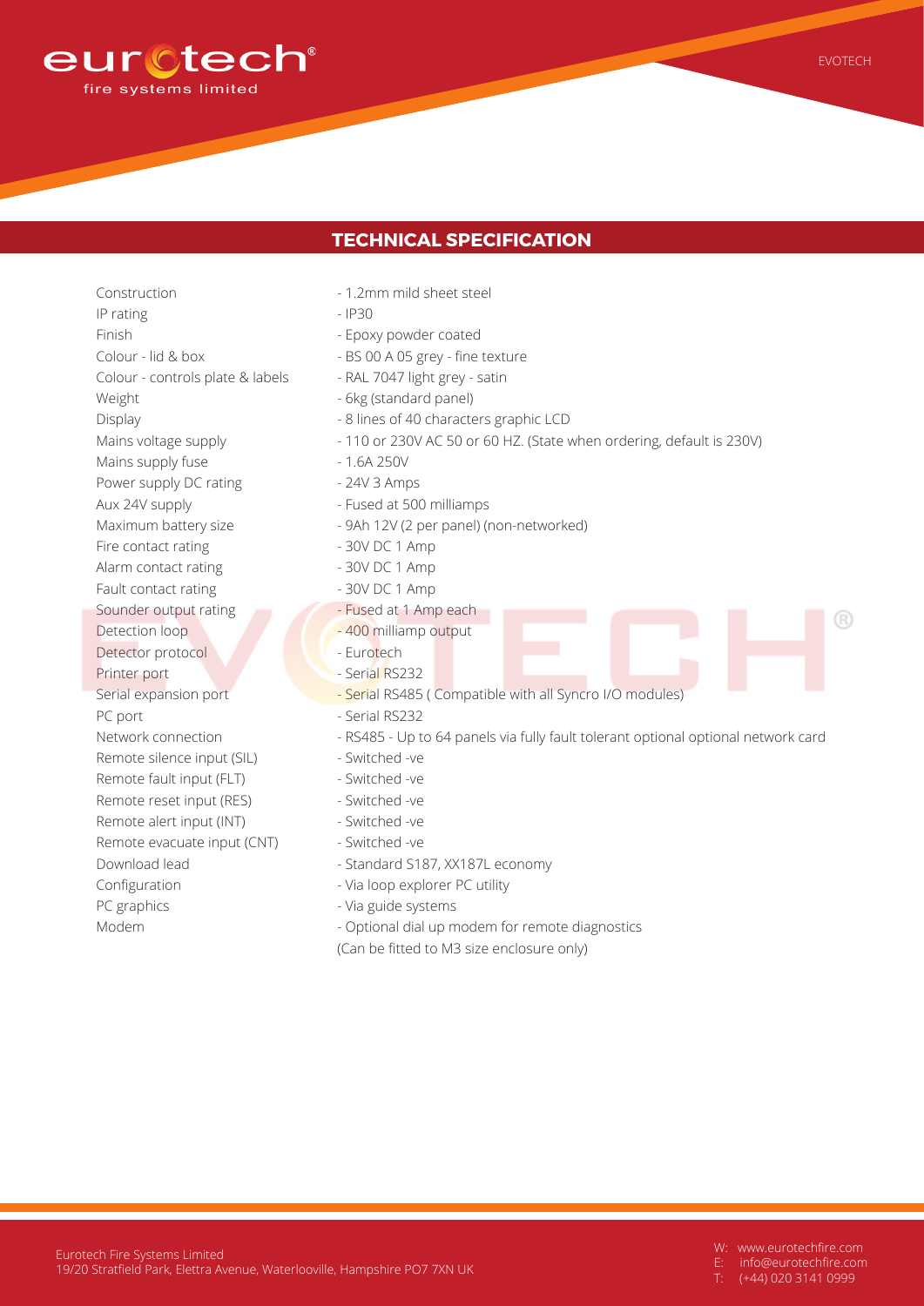## TECHNICAL SPECIFICATION

| | |
|---|---|
| Construction | - 1.2mm mild sheet steel |
| IP rating | - IP30 |
| Finish | - Epoxy powder coated |
| Colour - lid & box | - BS 00 A 05 grey - fine texture |
| Colour - controls plate & labels | - RAL 7047 light grey - satin |
| Weight | - 6kg (standard panel) |
| Display | - 8 lines of 40 characters graphic LCD |
| Mains voltage supply | - 110 or 230V AC 50 or 60 HZ. (State when ordering, default is 230V) |
| Mains supply fuse | - 1.6A 250V |
| Power supply DC rating | - 24V 3 Amps |
| Aux 24V supply | - Fused at 500 milliamps |
| Maximum battery size | - 9Ah 12V (2 per panel) (non-networked) |
| Fire contact rating | - 30V DC 1 Amp |
| Alarm contact rating | - 30V DC 1 Amp |
| Fault contact rating | - 30V DC 1 Amp |
| Sounder output rating | - Fused at 1 Amp each |
| Detection loop | - 400 milliamp output |
| Detector protocol | - Eurotech |
| Printer port | - Serial RS232 |
| Serial expansion port | - Serial RS485 ( Compatible with all Syncro I/O modules) |
| PC port | - Serial RS232 |
| Network connection | - RS485 - Up to 64 panels via fully fault tolerant optional optional network card |
| Remote silence input (SIL) | - Switched -ve |
| Remote fault input (FLT) | - Switched -ve |
| Remote reset input (RES) | - Switched -ve |
| Remote alert input (INT) | - Switched -ve |
| Remote evacuate input (CNT) | - Switched -ve |
| Download lead | - Standard S187, XX187L economy |
| Configuration | - Via loop explorer PC utility |
| PC graphics | - Via guide systems |
| Modem | - Optional dial up modem for remote diagnostics (Can be fitted to M3 size enclosure only) |

Eurotech Fire Systems Limited
19/20 Stratfield Park, Elettra Avenue, Waterlooville, Hampshire PO7 7XN UK

W: www.eurotechfire.com
E: info@eurotechfire.com
T: (+44) 020 3141 0999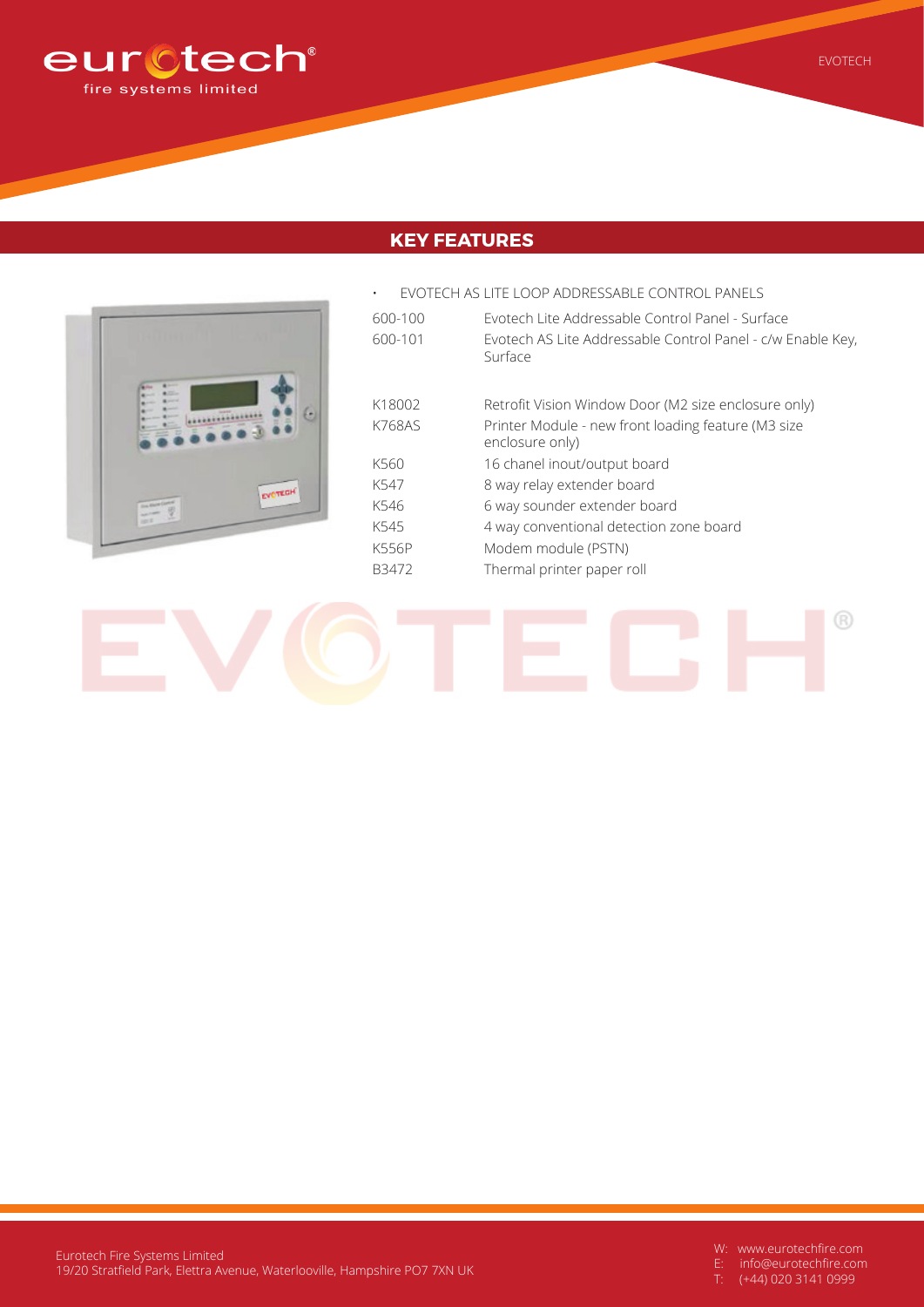## KEY FEATURES

- EVOTECH AS LITE LOOP ADDRESSABLE CONTROL PANELS

| | |
|---|---|
| 600-100 | Evotech Lite Addressable Control Panel - Surface |
| 600-101 | Evotech AS Lite Addressable Control Panel - c/w Enable Key, Surface |
| K18002 | Retrofit Vision Window Door (M2 size enclosure only) |
| K768AS | Printer Module - new front loading feature (M3 size enclosure only) |
| K560 | 16 chanel inout/output board |
| K547 | 8 way relay extender board |
| K546 | 6 way sounder extender board |
| K545 | 4 way conventional detection zone board |
| K556P | Modem module (PSTN) |
| B3472 | Thermal printer paper roll |

Eurotech Fire Systems Limited
19/20 Stratfield Park, Elettra Avenue, Waterlooville, Hampshire PO7 7XN UK

W: www.eurotechfire.com
E: info@eurotechfire.com
T: (+44) 020 3141 0999